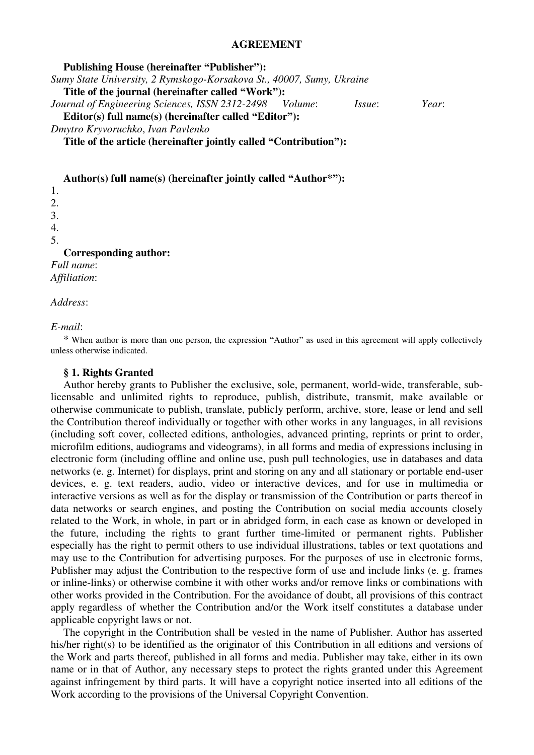# AGREEMENT

**Publishing House (hereinafter "Publisher"):**

*Sumy State University, 2 Rymskogo-Korsakova St., 40007, Sumy, Ukraine*

**Title of the journal (hereinafter called "Work"):**

*Journal of Engineering Sciences, ISSN 2312-2498* *Volume*: *Issue*: *Year*:

**Editor(s) full name(s) (hereinafter called "Editor"):**

*Dmytro Kryvoruchko*, *Ivan Pavlenko*

**Title of the article (hereinafter jointly called "Contribution"):**

**Author(s) full name(s) (hereinafter jointly called "Author*"):**

1.
2.
3.
4.
5.

**Corresponding author:**

*Full name*:

*Affiliation*:

*Address*:

*E-mail*:

* When author is more than one person, the expression "Author" as used in this agreement will apply collectively unless otherwise indicated.

## § 1. Rights Granted

Author hereby grants to Publisher the exclusive, sole, permanent, world-wide, transferable, sub-licensable and unlimited rights to reproduce, publish, distribute, transmit, make available or otherwise communicate to publish, translate, publicly perform, archive, store, lease or lend and sell the Contribution thereof individually or together with other works in any languages, in all revisions (including soft cover, collected editions, anthologies, advanced printing, reprints or print to order, microfilm editions, audiograms and videograms), in all forms and media of expressions inclusing in electronic form (including offline and online use, push pull technologies, use in databases and data networks (e. g. Internet) for displays, print and storing on any and all stationary or portable end-user devices, e. g. text readers, audio, video or interactive devices, and for use in multimedia or interactive versions as well as for the display or transmission of the Contribution or parts thereof in data networks or search engines, and posting the Contribution on social media accounts closely related to the Work, in whole, in part or in abridged form, in each case as known or developed in the future, including the rights to grant further time-limited or permanent rights. Publisher especially has the right to permit others to use individual illustrations, tables or text quotations and may use to the Contribution for advertising purposes. For the purposes of use in electronic forms, Publisher may adjust the Contribution to the respective form of use and include links (e. g. frames or inline-links) or otherwise combine it with other works and/or remove links or combinations with other works provided in the Contribution. For the avoidance of doubt, all provisions of this contract apply regardless of whether the Contribution and/or the Work itself constitutes a database under applicable copyright laws or not.

The copyright in the Contribution shall be vested in the name of Publisher. Author has asserted his/her right(s) to be identified as the originator of this Contribution in all editions and versions of the Work and parts thereof, published in all forms and media. Publisher may take, either in its own name or in that of Author, any necessary steps to protect the rights granted under this Agreement against infringement by third parts. It will have a copyright notice inserted into all editions of the Work according to the provisions of the Universal Copyright Convention.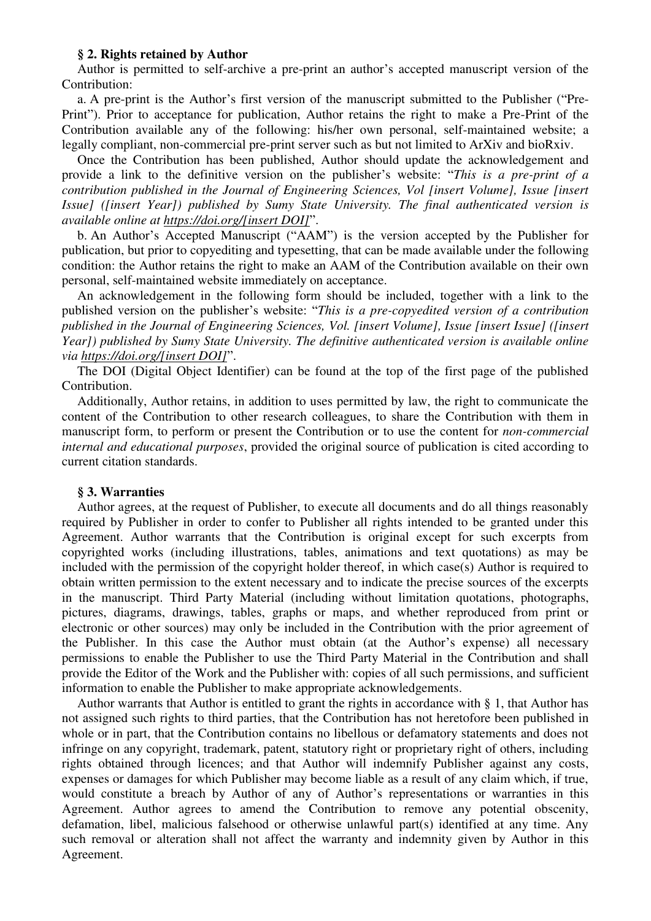**§ 2. Rights retained by Author**

Author is permitted to self-archive a pre-print an author's accepted manuscript version of the Contribution:

a. A pre-print is the Author's first version of the manuscript submitted to the Publisher ("Pre-Print"). Prior to acceptance for publication, Author retains the right to make a Pre-Print of the Contribution available any of the following: his/her own personal, self-maintained website; a legally compliant, non-commercial pre-print server such as but not limited to ArXiv and bioRxiv.

Once the Contribution has been published, Author should update the acknowledgement and provide a link to the definitive version on the publisher's website: "*This is a pre-print of a contribution published in the Journal of Engineering Sciences, Vol [insert Volume], Issue [insert Issue] ([insert Year]) published by Sumy State University. The final authenticated version is available online at https://doi.org/[insert DOI]*".

b. An Author's Accepted Manuscript ("AAM") is the version accepted by the Publisher for publication, but prior to copyediting and typesetting, that can be made available under the following condition: the Author retains the right to make an AAM of the Contribution available on their own personal, self-maintained website immediately on acceptance.

An acknowledgement in the following form should be included, together with a link to the published version on the publisher's website: "*This is a pre-copyedited version of a contribution published in the Journal of Engineering Sciences, Vol. [insert Volume], Issue [insert Issue] ([insert Year]) published by Sumy State University. The definitive authenticated version is available online via https://doi.org/[insert DOI]*".

The DOI (Digital Object Identifier) can be found at the top of the first page of the published Contribution.

Additionally, Author retains, in addition to uses permitted by law, the right to communicate the content of the Contribution to other research colleagues, to share the Contribution with them in manuscript form, to perform or present the Contribution or to use the content for *non-commercial internal and educational purposes*, provided the original source of publication is cited according to current citation standards.

**§ 3. Warranties**

Author agrees, at the request of Publisher, to execute all documents and do all things reasonably required by Publisher in order to confer to Publisher all rights intended to be granted under this Agreement. Author warrants that the Contribution is original except for such excerpts from copyrighted works (including illustrations, tables, animations and text quotations) as may be included with the permission of the copyright holder thereof, in which case(s) Author is required to obtain written permission to the extent necessary and to indicate the precise sources of the excerpts in the manuscript. Third Party Material (including without limitation quotations, photographs, pictures, diagrams, drawings, tables, graphs or maps, and whether reproduced from print or electronic or other sources) may only be included in the Contribution with the prior agreement of the Publisher. In this case the Author must obtain (at the Author's expense) all necessary permissions to enable the Publisher to use the Third Party Material in the Contribution and shall provide the Editor of the Work and the Publisher with: copies of all such permissions, and sufficient information to enable the Publisher to make appropriate acknowledgements.

Author warrants that Author is entitled to grant the rights in accordance with § 1, that Author has not assigned such rights to third parties, that the Contribution has not heretofore been published in whole or in part, that the Contribution contains no libellous or defamatory statements and does not infringe on any copyright, trademark, patent, statutory right or proprietary right of others, including rights obtained through licences; and that Author will indemnify Publisher against any costs, expenses or damages for which Publisher may become liable as a result of any claim which, if true, would constitute a breach by Author of any of Author's representations or warranties in this Agreement. Author agrees to amend the Contribution to remove any potential obscenity, defamation, libel, malicious falsehood or otherwise unlawful part(s) identified at any time. Any such removal or alteration shall not affect the warranty and indemnity given by Author in this Agreement.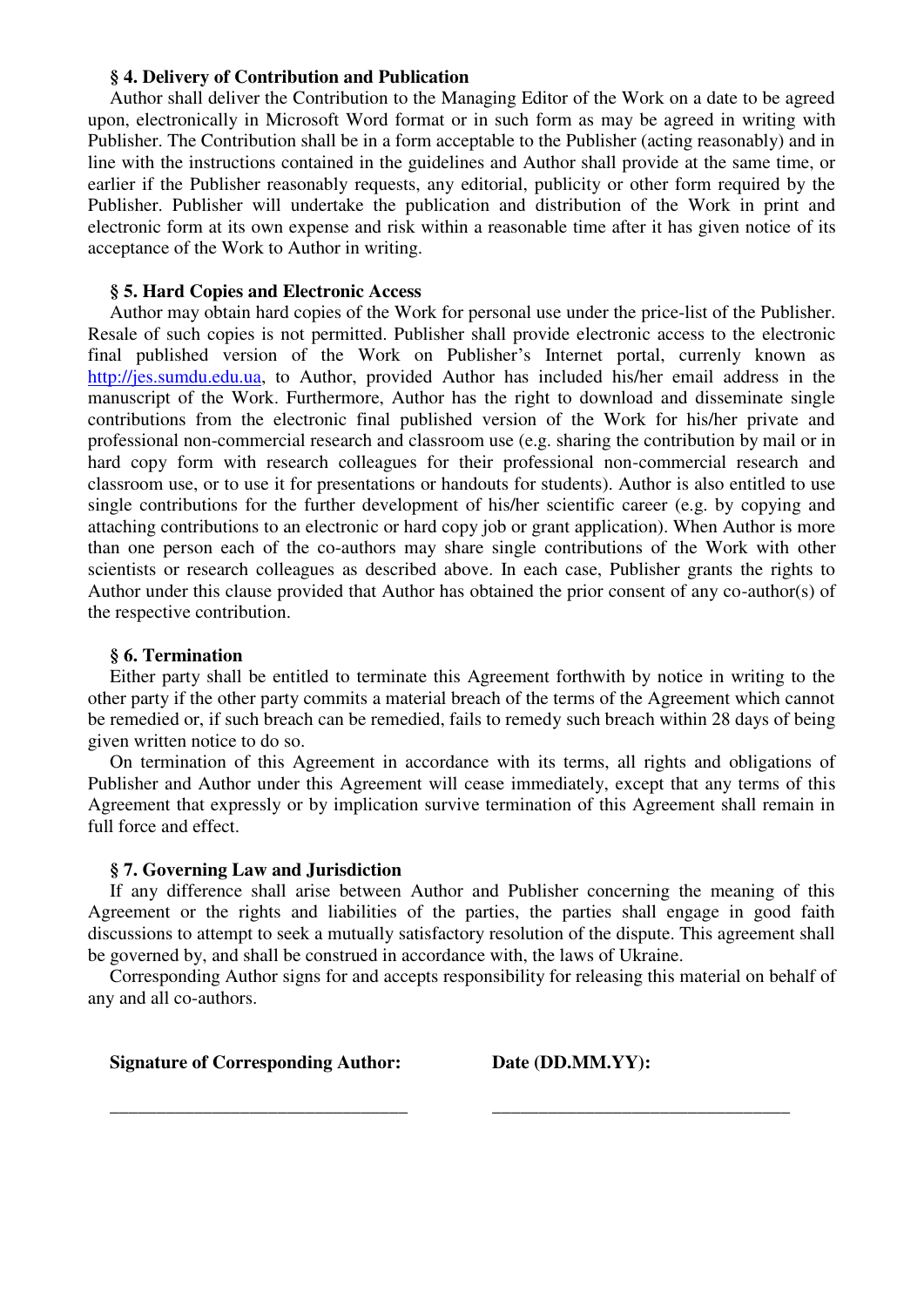### § 4. Delivery of Contribution and Publication

Author shall deliver the Contribution to the Managing Editor of the Work on a date to be agreed upon, electronically in Microsoft Word format or in such form as may be agreed in writing with Publisher. The Contribution shall be in a form acceptable to the Publisher (acting reasonably) and in line with the instructions contained in the guidelines and Author shall provide at the same time, or earlier if the Publisher reasonably requests, any editorial, publicity or other form required by the Publisher. Publisher will undertake the publication and distribution of the Work in print and electronic form at its own expense and risk within a reasonable time after it has given notice of its acceptance of the Work to Author in writing.

### § 5. Hard Copies and Electronic Access

Author may obtain hard copies of the Work for personal use under the price-list of the Publisher. Resale of such copies is not permitted. Publisher shall provide electronic access to the electronic final published version of the Work on Publisher's Internet portal, currenly known as http://jes.sumdu.edu.ua, to Author, provided Author has included his/her email address in the manuscript of the Work. Furthermore, Author has the right to download and disseminate single contributions from the electronic final published version of the Work for his/her private and professional non-commercial research and classroom use (e.g. sharing the contribution by mail or in hard copy form with research colleagues for their professional non-commercial research and classroom use, or to use it for presentations or handouts for students). Author is also entitled to use single contributions for the further development of his/her scientific career (e.g. by copying and attaching contributions to an electronic or hard copy job or grant application). When Author is more than one person each of the co-authors may share single contributions of the Work with other scientists or research colleagues as described above. In each case, Publisher grants the rights to Author under this clause provided that Author has obtained the prior consent of any co-author(s) of the respective contribution.

### § 6. Termination

Either party shall be entitled to terminate this Agreement forthwith by notice in writing to the other party if the other party commits a material breach of the terms of the Agreement which cannot be remedied or, if such breach can be remedied, fails to remedy such breach within 28 days of being given written notice to do so.

On termination of this Agreement in accordance with its terms, all rights and obligations of Publisher and Author under this Agreement will cease immediately, except that any terms of this Agreement that expressly or by implication survive termination of this Agreement shall remain in full force and effect.

### § 7. Governing Law and Jurisdiction

If any difference shall arise between Author and Publisher concerning the meaning of this Agreement or the rights and liabilities of the parties, the parties shall engage in good faith discussions to attempt to seek a mutually satisfactory resolution of the dispute. This agreement shall be governed by, and shall be construed in accordance with, the laws of Ukraine.

Corresponding Author signs for and accepts responsibility for releasing this material on behalf of any and all co-authors.

**Signature of Corresponding Author:** \_\_\_\_\_\_\_\_\_\_\_\_\_\_\_\_\_\_\_\_\_\_\_\_\_\_\_\_\_\_\_\_

**Date (DD.MM.YY):** \_\_\_\_\_\_\_\_\_\_\_\_\_\_\_\_\_\_\_\_\_\_\_\_\_\_\_\_\_\_\_\_